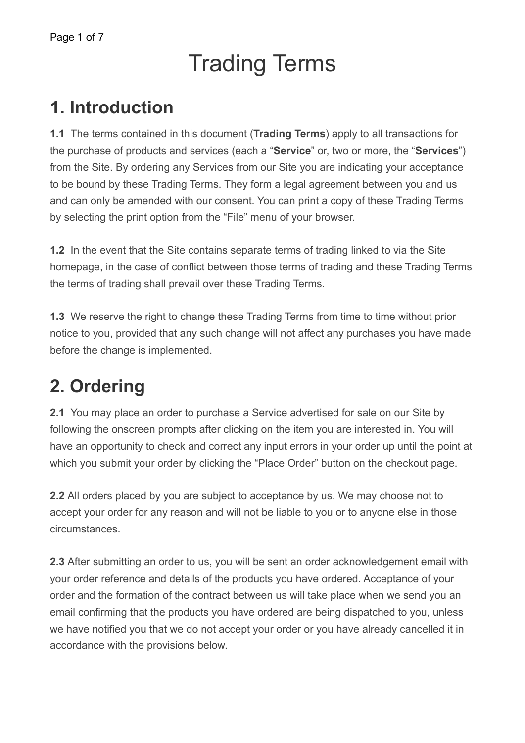# Trading Terms

## 1. Introduction

**1.1** The terms contained in this document (**Trading Terms**) apply to all transactions for the purchase of products and services (each a "**Service**" or, two or more, the "**Services**") from the Site. By ordering any Services from our Site you are indicating your acceptance to be bound by these Trading Terms. They form a legal agreement between you and us and can only be amended with our consent. You can print a copy of these Trading Terms by selecting the print option from the "File" menu of your browser.

**1.2** In the event that the Site contains separate terms of trading linked to via the Site homepage, in the case of conflict between those terms of trading and these Trading Terms the terms of trading shall prevail over these Trading Terms.

**1.3** We reserve the right to change these Trading Terms from time to time without prior notice to you, provided that any such change will not affect any purchases you have made before the change is implemented.

## 2. Ordering

**2.1** You may place an order to purchase a Service advertised for sale on our Site by following the onscreen prompts after clicking on the item you are interested in. You will have an opportunity to check and correct any input errors in your order up until the point at which you submit your order by clicking the "Place Order" button on the checkout page.

**2.2** All orders placed by you are subject to acceptance by us. We may choose not to accept your order for any reason and will not be liable to you or to anyone else in those circumstances.

**2.3** After submitting an order to us, you will be sent an order acknowledgement email with your order reference and details of the products you have ordered. Acceptance of your order and the formation of the contract between us will take place when we send you an email confirming that the products you have ordered are being dispatched to you, unless we have notified you that we do not accept your order or you have already cancelled it in accordance with the provisions below.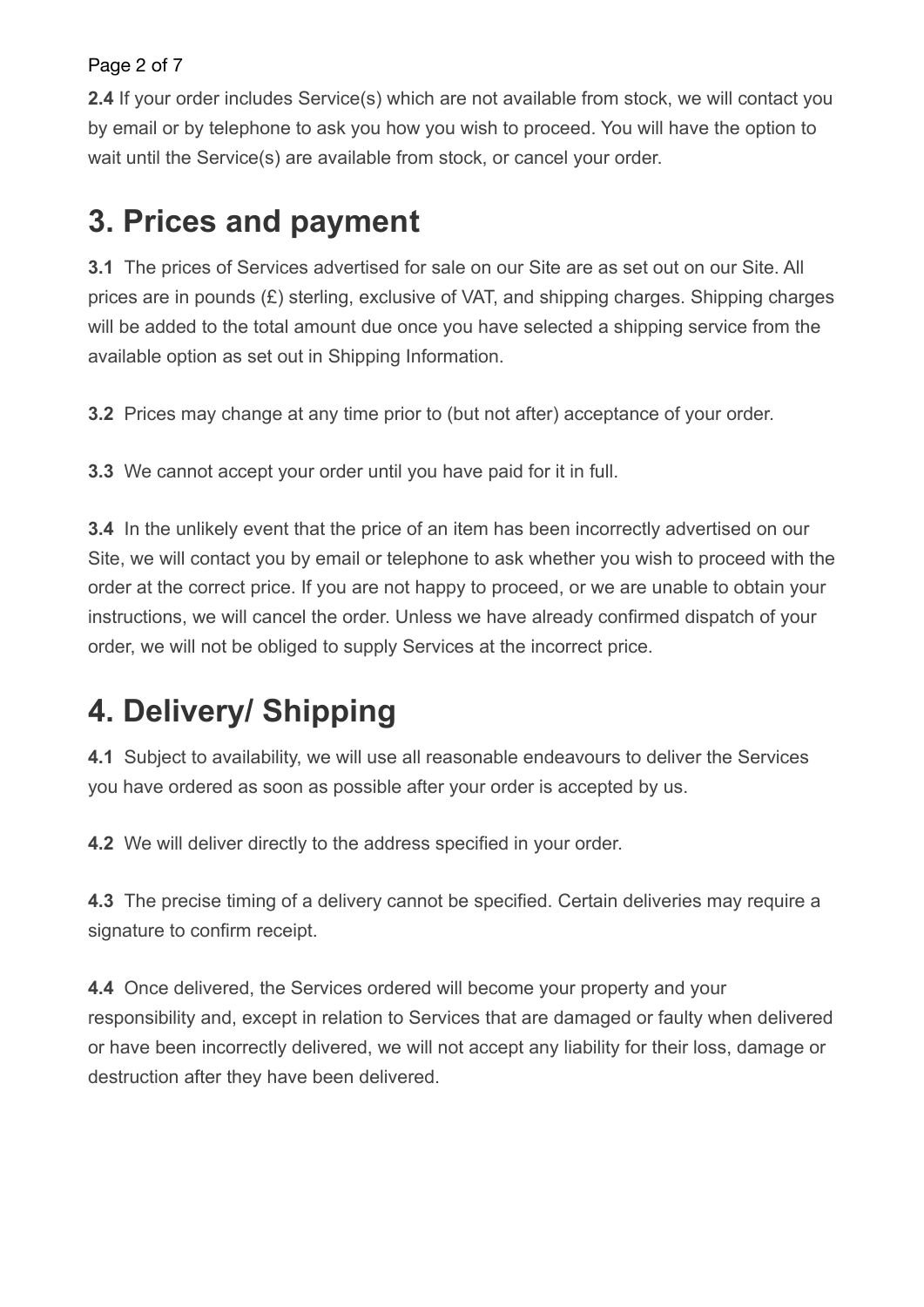**2.4** If your order includes Service(s) which are not available from stock, we will contact you by email or by telephone to ask you how you wish to proceed. You will have the option to wait until the Service(s) are available from stock, or cancel your order.

## 3. Prices and payment

**3.1** The prices of Services advertised for sale on our Site are as set out on our Site. All prices are in pounds (£) sterling, exclusive of VAT, and shipping charges. Shipping charges will be added to the total amount due once you have selected a shipping service from the available option as set out in Shipping Information.

**3.2** Prices may change at any time prior to (but not after) acceptance of your order.

**3.3** We cannot accept your order until you have paid for it in full.

**3.4** In the unlikely event that the price of an item has been incorrectly advertised on our Site, we will contact you by email or telephone to ask whether you wish to proceed with the order at the correct price. If you are not happy to proceed, or we are unable to obtain your instructions, we will cancel the order. Unless we have already confirmed dispatch of your order, we will not be obliged to supply Services at the incorrect price.

## 4. Delivery/ Shipping

**4.1** Subject to availability, we will use all reasonable endeavours to deliver the Services you have ordered as soon as possible after your order is accepted by us.

**4.2** We will deliver directly to the address specified in your order.

**4.3** The precise timing of a delivery cannot be specified. Certain deliveries may require a signature to confirm receipt.

**4.4** Once delivered, the Services ordered will become your property and your responsibility and, except in relation to Services that are damaged or faulty when delivered or have been incorrectly delivered, we will not accept any liability for their loss, damage or destruction after they have been delivered.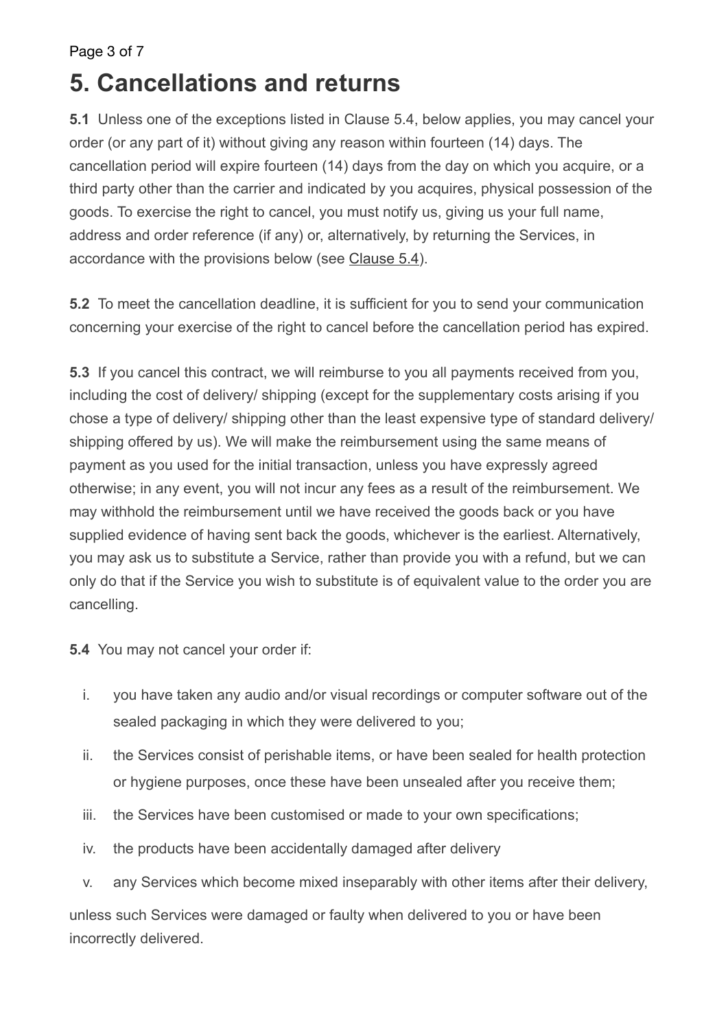# 5. Cancellations and returns

**5.1** Unless one of the exceptions listed in Clause 5.4, below applies, you may cancel your order (or any part of it) without giving any reason within fourteen (14) days. The cancellation period will expire fourteen (14) days from the day on which you acquire, or a third party other than the carrier and indicated by you acquires, physical possession of the goods. To exercise the right to cancel, you must notify us, giving us your full name, address and order reference (if any) or, alternatively, by returning the Services, in accordance with the provisions below (see Clause 5.4).

**5.2** To meet the cancellation deadline, it is sufficient for you to send your communication concerning your exercise of the right to cancel before the cancellation period has expired.

**5.3** If you cancel this contract, we will reimburse to you all payments received from you, including the cost of delivery/ shipping (except for the supplementary costs arising if you chose a type of delivery/ shipping other than the least expensive type of standard delivery/ shipping offered by us). We will make the reimbursement using the same means of payment as you used for the initial transaction, unless you have expressly agreed otherwise; in any event, you will not incur any fees as a result of the reimbursement. We may withhold the reimbursement until we have received the goods back or you have supplied evidence of having sent back the goods, whichever is the earliest. Alternatively, you may ask us to substitute a Service, rather than provide you with a refund, but we can only do that if the Service you wish to substitute is of equivalent value to the order you are cancelling.

**5.4** You may not cancel your order if:

i. you have taken any audio and/or visual recordings or computer software out of the sealed packaging in which they were delivered to you;
ii. the Services consist of perishable items, or have been sealed for health protection or hygiene purposes, once these have been unsealed after you receive them;
iii. the Services have been customised or made to your own specifications;
iv. the products have been accidentally damaged after delivery
v. any Services which become mixed inseparably with other items after their delivery,

unless such Services were damaged or faulty when delivered to you or have been incorrectly delivered.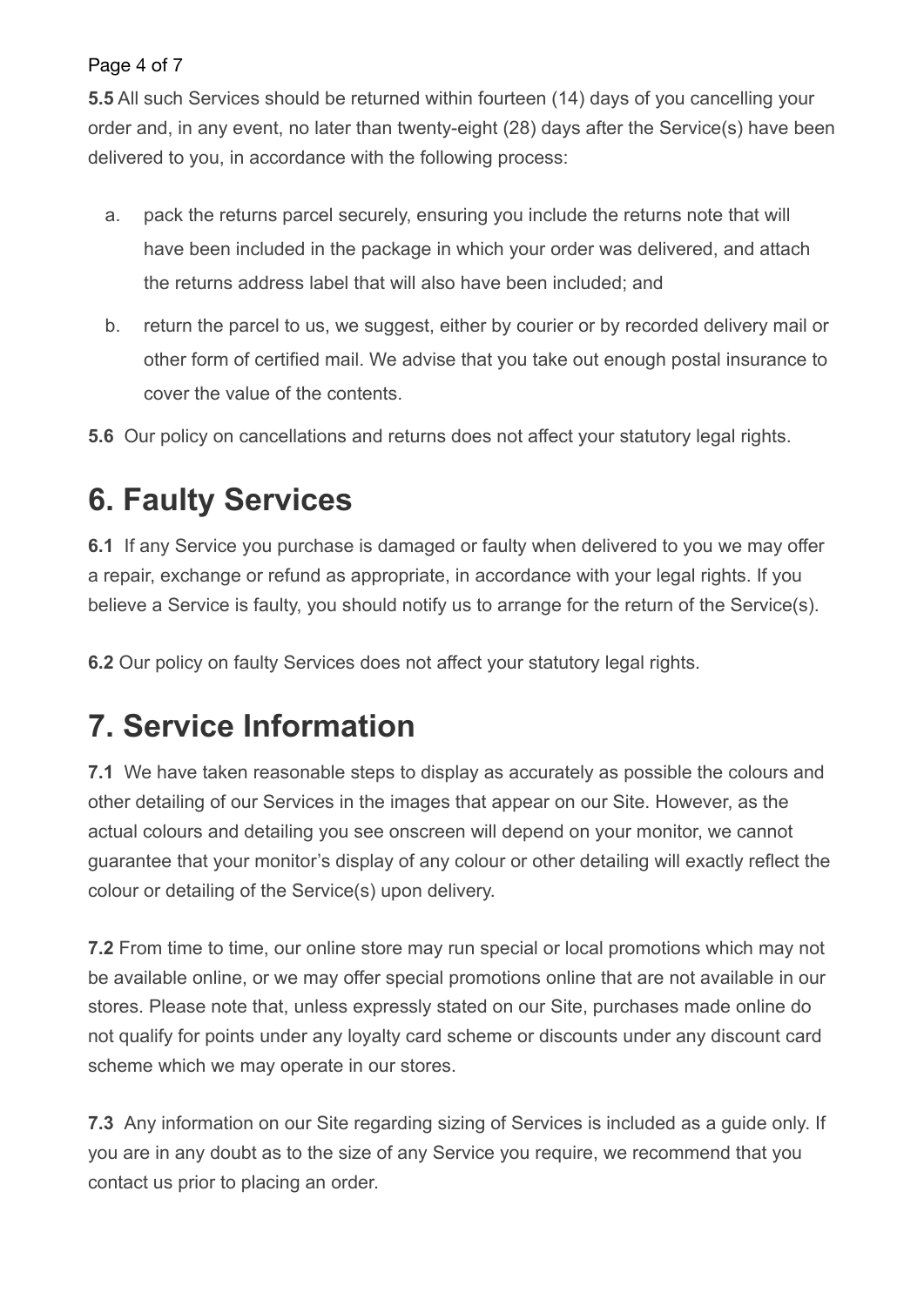**5.5** All such Services should be returned within fourteen (14) days of you cancelling your order and, in any event, no later than twenty-eight (28) days after the Service(s) have been delivered to you, in accordance with the following process:

a. pack the returns parcel securely, ensuring you include the returns note that will have been included in the package in which your order was delivered, and attach the returns address label that will also have been included; and

b. return the parcel to us, we suggest, either by courier or by recorded delivery mail or other form of certified mail. We advise that you take out enough postal insurance to cover the value of the contents.

**5.6** Our policy on cancellations and returns does not affect your statutory legal rights.

# 6. Faulty Services

**6.1** If any Service you purchase is damaged or faulty when delivered to you we may offer a repair, exchange or refund as appropriate, in accordance with your legal rights. If you believe a Service is faulty, you should notify us to arrange for the return of the Service(s).

**6.2** Our policy on faulty Services does not affect your statutory legal rights.

# 7. Service Information

**7.1** We have taken reasonable steps to display as accurately as possible the colours and other detailing of our Services in the images that appear on our Site. However, as the actual colours and detailing you see onscreen will depend on your monitor, we cannot guarantee that your monitor's display of any colour or other detailing will exactly reflect the colour or detailing of the Service(s) upon delivery.

**7.2** From time to time, our online store may run special or local promotions which may not be available online, or we may offer special promotions online that are not available in our stores. Please note that, unless expressly stated on our Site, purchases made online do not qualify for points under any loyalty card scheme or discounts under any discount card scheme which we may operate in our stores.

**7.3** Any information on our Site regarding sizing of Services is included as a guide only. If you are in any doubt as to the size of any Service you require, we recommend that you contact us prior to placing an order.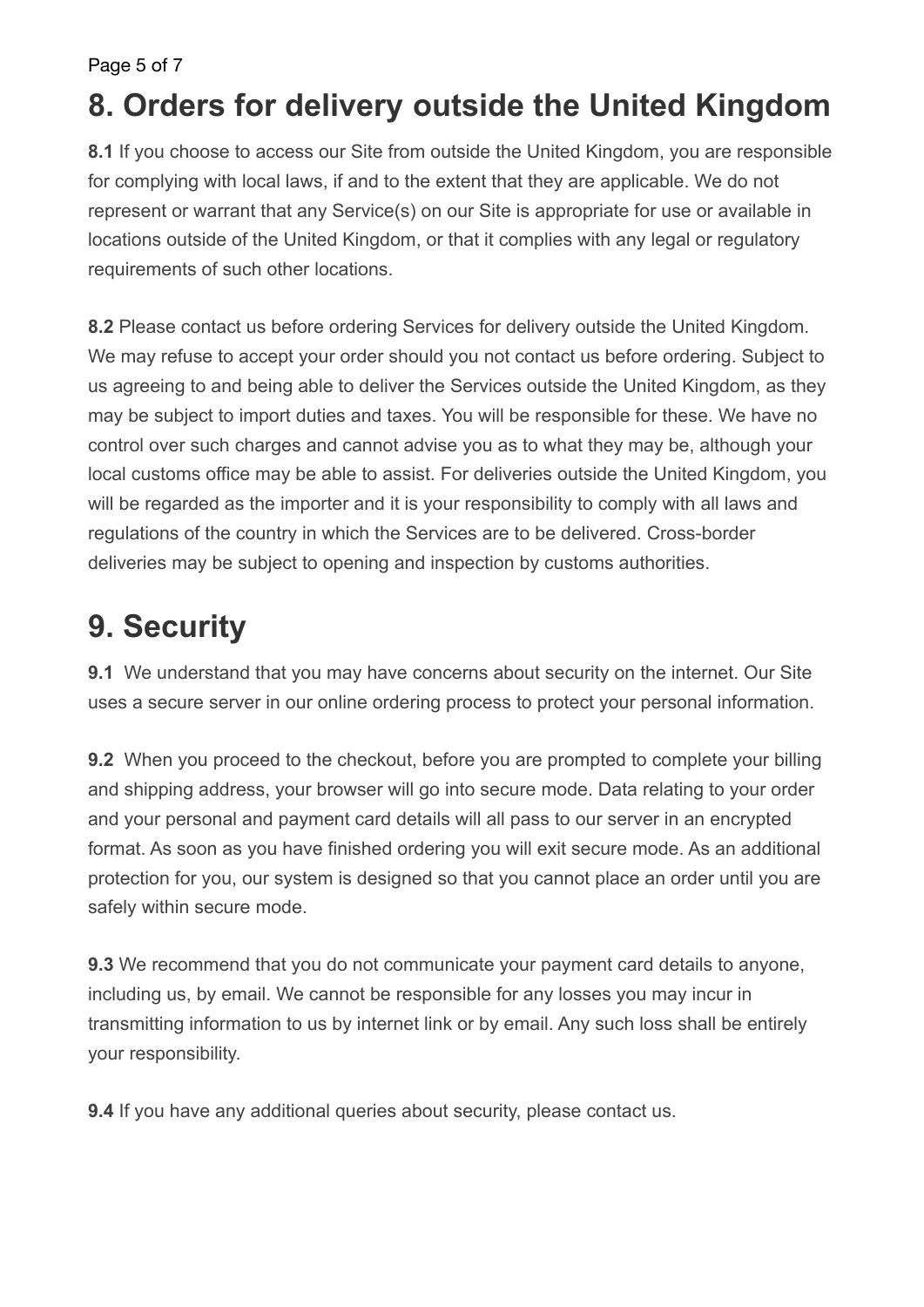# 8. Orders for delivery outside the United Kingdom

**8.1** If you choose to access our Site from outside the United Kingdom, you are responsible for complying with local laws, if and to the extent that they are applicable. We do not represent or warrant that any Service(s) on our Site is appropriate for use or available in locations outside of the United Kingdom, or that it complies with any legal or regulatory requirements of such other locations.

**8.2** Please contact us before ordering Services for delivery outside the United Kingdom. We may refuse to accept your order should you not contact us before ordering. Subject to us agreeing to and being able to deliver the Services outside the United Kingdom, as they may be subject to import duties and taxes. You will be responsible for these. We have no control over such charges and cannot advise you as to what they may be, although your local customs office may be able to assist. For deliveries outside the United Kingdom, you will be regarded as the importer and it is your responsibility to comply with all laws and regulations of the country in which the Services are to be delivered. Cross-border deliveries may be subject to opening and inspection by customs authorities.

# 9. Security

**9.1** We understand that you may have concerns about security on the internet. Our Site uses a secure server in our online ordering process to protect your personal information.

**9.2** When you proceed to the checkout, before you are prompted to complete your billing and shipping address, your browser will go into secure mode. Data relating to your order and your personal and payment card details will all pass to our server in an encrypted format. As soon as you have finished ordering you will exit secure mode. As an additional protection for you, our system is designed so that you cannot place an order until you are safely within secure mode.

**9.3** We recommend that you do not communicate your payment card details to anyone, including us, by email. We cannot be responsible for any losses you may incur in transmitting information to us by internet link or by email. Any such loss shall be entirely your responsibility.

**9.4** If you have any additional queries about security, please contact us.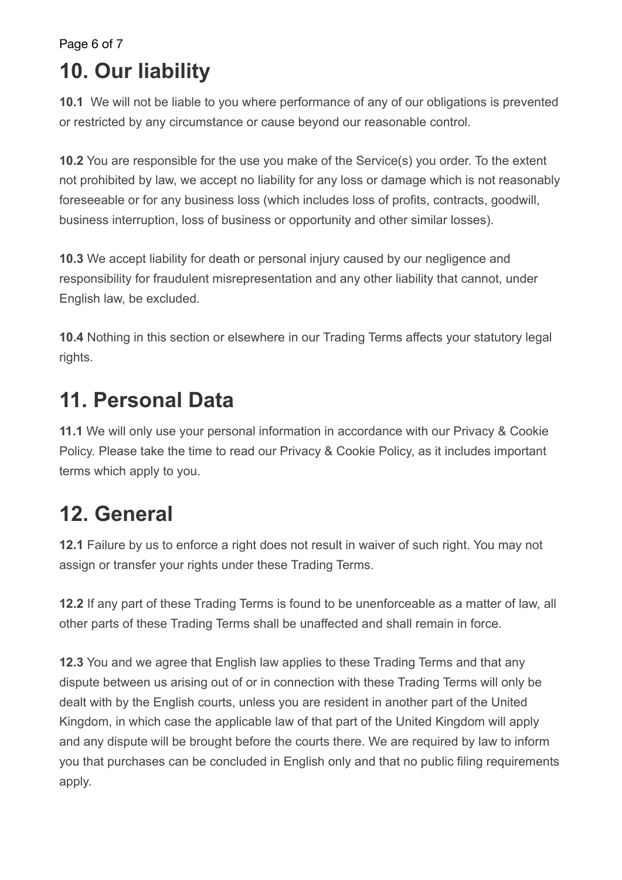# 10. Our liability

**10.1** We will not be liable to you where performance of any of our obligations is prevented or restricted by any circumstance or cause beyond our reasonable control.

**10.2** You are responsible for the use you make of the Service(s) you order. To the extent not prohibited by law, we accept no liability for any loss or damage which is not reasonably foreseeable or for any business loss (which includes loss of profits, contracts, goodwill, business interruption, loss of business or opportunity and other similar losses).

**10.3** We accept liability for death or personal injury caused by our negligence and responsibility for fraudulent misrepresentation and any other liability that cannot, under English law, be excluded.

**10.4** Nothing in this section or elsewhere in our Trading Terms affects your statutory legal rights.

# 11. Personal Data

**11.1** We will only use your personal information in accordance with our Privacy & Cookie Policy. Please take the time to read our Privacy & Cookie Policy, as it includes important terms which apply to you.

# 12. General

**12.1** Failure by us to enforce a right does not result in waiver of such right. You may not assign or transfer your rights under these Trading Terms.

**12.2** If any part of these Trading Terms is found to be unenforceable as a matter of law, all other parts of these Trading Terms shall be unaffected and shall remain in force.

**12.3** You and we agree that English law applies to these Trading Terms and that any dispute between us arising out of or in connection with these Trading Terms will only be dealt with by the English courts, unless you are resident in another part of the United Kingdom, in which case the applicable law of that part of the United Kingdom will apply and any dispute will be brought before the courts there. We are required by law to inform you that purchases can be concluded in English only and that no public filing requirements apply.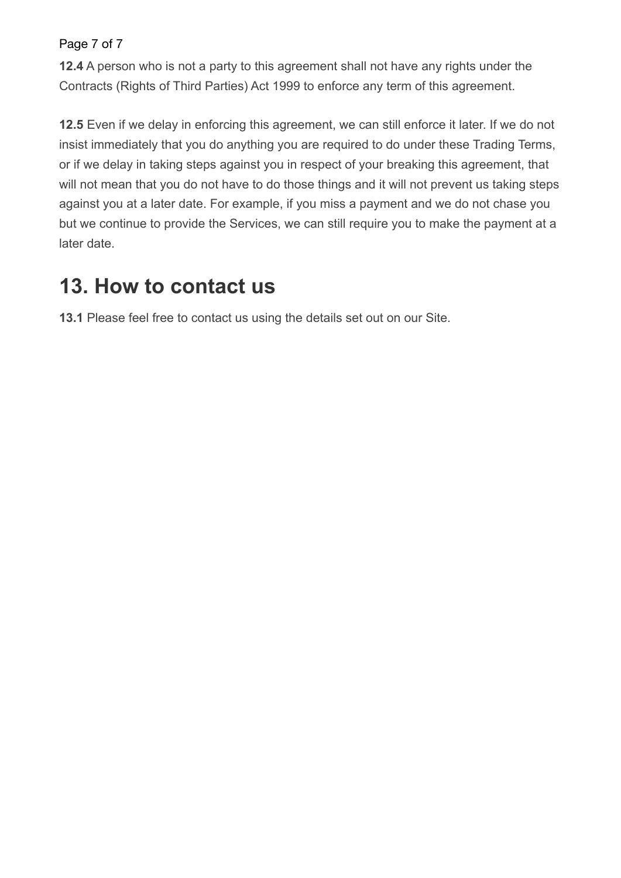**12.4** A person who is not a party to this agreement shall not have any rights under the Contracts (Rights of Third Parties) Act 1999 to enforce any term of this agreement.

**12.5** Even if we delay in enforcing this agreement, we can still enforce it later. If we do not insist immediately that you do anything you are required to do under these Trading Terms, or if we delay in taking steps against you in respect of your breaking this agreement, that will not mean that you do not have to do those things and it will not prevent us taking steps against you at a later date. For example, if you miss a payment and we do not chase you but we continue to provide the Services, we can still require you to make the payment at a later date.

# 13. How to contact us

**13.1** Please feel free to contact us using the details set out on our Site.